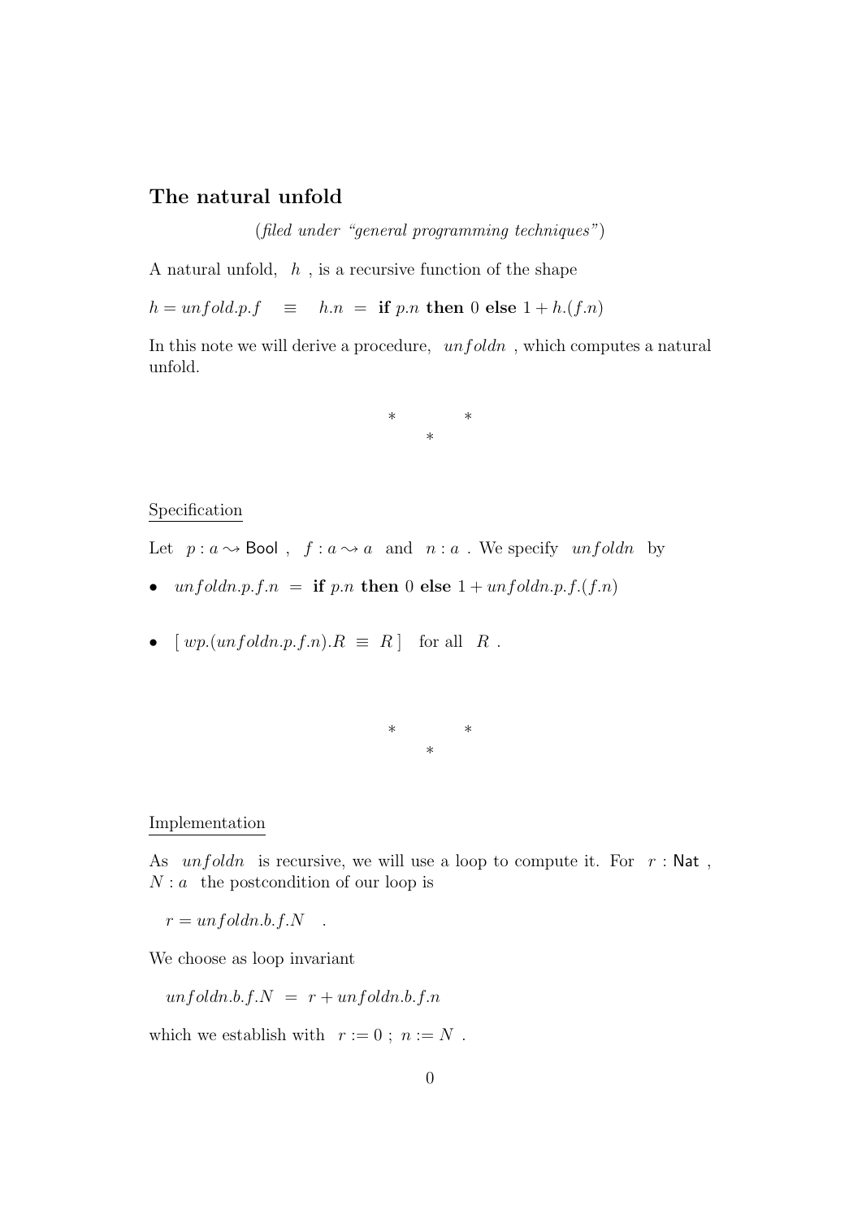## The natural unfold

*(filed under "general programming techniques")*

A natural unfold, $h$ , is a recursive function of the shape

$h = unfold.p.f \quad \equiv \quad h.n \ = \ \textbf{if } p.n \textbf{ then } 0 \textbf{ else } 1 + h.(f.n)$

In this note we will derive a procedure, $unfoldn$ , which computes a natural unfold.

\* \* \*

### Specification

Let $p : a \rightsquigarrow \mathsf{Bool}$ , $f : a \rightsquigarrow a$ and $n : a$ . We specify $unfoldn$ by

- $unfoldn.p.f.n \ = \ \textbf{if } p.n \textbf{ then } 0 \textbf{ else } 1 + unfoldn.p.f.(f.n)$
- $[\ wp.(unfoldn.p.f.n).R \ \equiv \ R\ ]$ for all $R$ .

\* \* \*

### Implementation

As $unfoldn$ is recursive, we will use a loop to compute it. For $r : \mathsf{Nat}$ , $N : a$ the postcondition of our loop is

$r = unfoldn.b.f.N$ .

We choose as loop invariant

$unfoldn.b.f.N \ = \ r + unfoldn.b.f.n$

which we establish with $r := 0 \ ; \ n := N$ .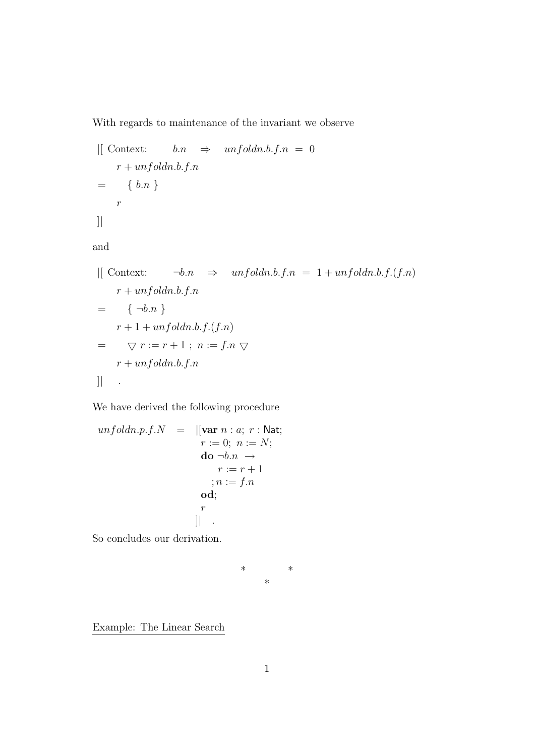With regards to maintenance of the invariant we observe

$$
\begin{array}{ll}
|[ \text{ Context: } & b.n \;\Rightarrow\; unfoldn.b.f.n \;=\; 0 \\
& r + unfoldn.b.f.n \\
= & \quad \{\ b.n\ \} \\
& r \\
]| &
\end{array}
$$

and

$$
\begin{array}{ll}
|[ \text{ Context: } & \neg b.n \;\Rightarrow\; unfoldn.b.f.n \;=\; 1 + unfoldn.b.f.(f.n) \\
& r + unfoldn.b.f.n \\
= & \quad \{\ \neg b.n\ \} \\
& r + 1 + unfoldn.b.f.(f.n) \\
= & \quad \triangledown\ r := r+1\ ;\ n := f.n\ \triangledown \\
& r + unfoldn.b.f.n \\
]| & \quad .
\end{array}
$$

We have derived the following procedure

```
unfoldn.p.f.N  =  |[var n : a; r : Nat;
                    r := 0; n := N;
                    do ¬b.n →
                         r := r + 1
                       ; n := f.n
                    od;
                    r
                  ]|   .
```

So concludes our derivation.

\*   \*
\*

Example: The Linear Search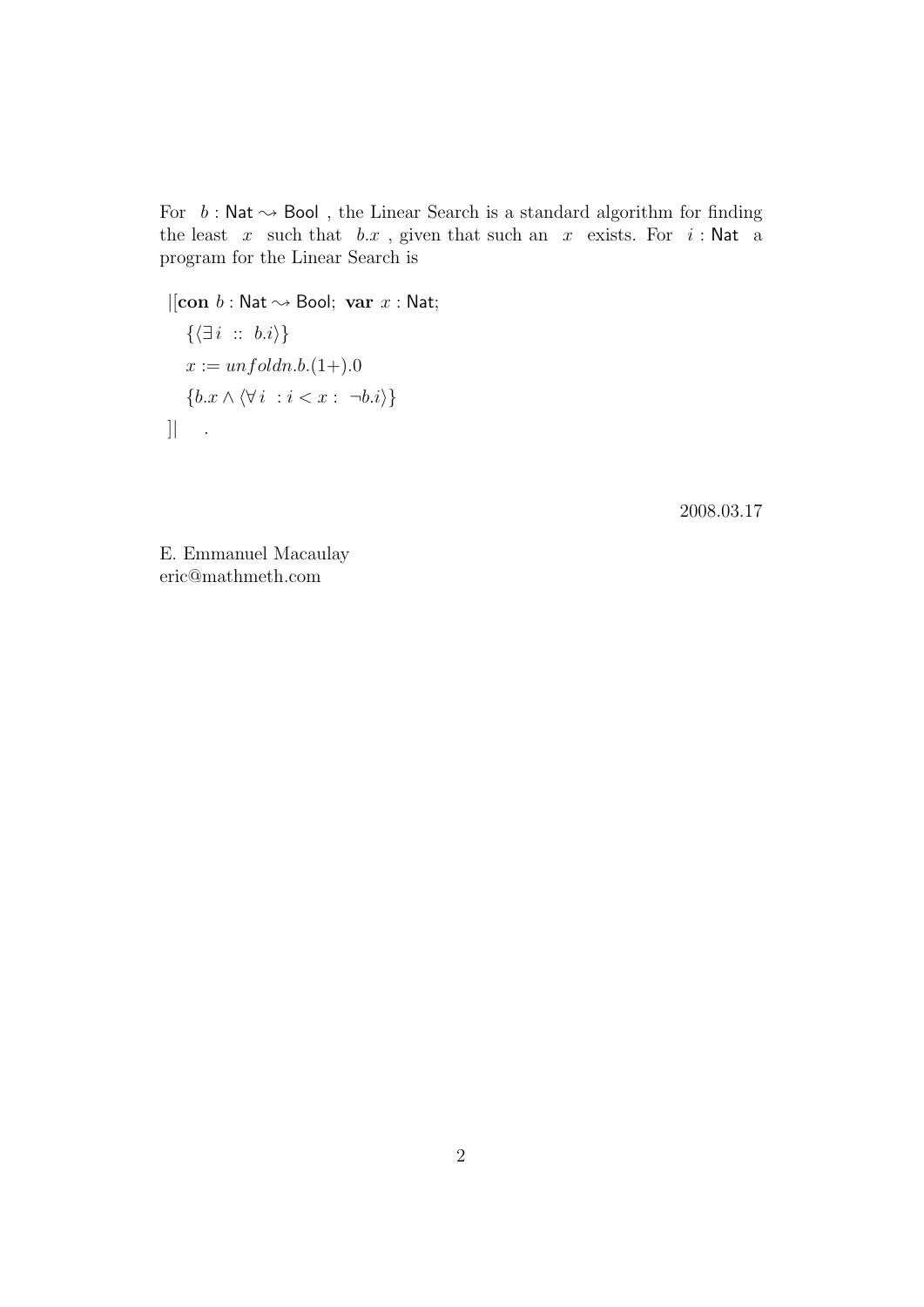For $b : \mathsf{Nat} \rightsquigarrow \mathsf{Bool}$, the Linear Search is a standard algorithm for finding the least $x$ such that $b.x$, given that such an $x$ exists. For $i : \mathsf{Nat}$ a program for the Linear Search is

$$
\begin{array}{l}
|[\, \mathbf{con}\ b : \mathsf{Nat} \rightsquigarrow \mathsf{Bool};\ \mathbf{var}\ x : \mathsf{Nat}; \\
\quad \{ \langle \exists\, i\ ::\ b.i \rangle \} \\
\quad x := \mathit{unfoldn}.b.(1+).0 \\
\quad \{ b.x \wedge \langle \forall\, i\ : i < x :\ \neg b.i \rangle \} \\
]| \quad .
\end{array}
$$

2008.03.17

E. Emmanuel Macaulay
eric@mathmeth.com